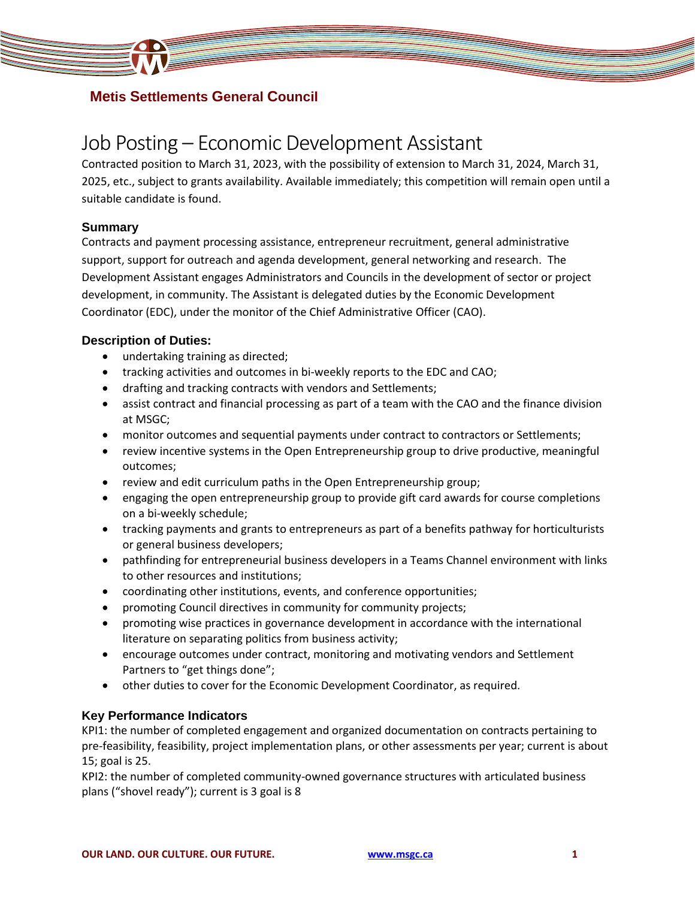Metis Settlements General Council

# Job Posting – Economic Development Assistant

Contracted position to March 31, 2023, with the possibility of extension to March 31, 2024, March 31, 2025, etc., subject to grants availability. Available immediately; this competition will remain open until a suitable candidate is found.

### Summary

Contracts and payment processing assistance, entrepreneur recruitment, general administrative support, support for outreach and agenda development, general networking and research. The Development Assistant engages Administrators and Councils in the development of sector or project development, in community. The Assistant is delegated duties by the Economic Development Coordinator (EDC), under the monitor of the Chief Administrative Officer (CAO).

### Description of Duties:

- undertaking training as directed;
- tracking activities and outcomes in bi-weekly reports to the EDC and CAO;
- drafting and tracking contracts with vendors and Settlements;
- assist contract and financial processing as part of a team with the CAO and the finance division at MSGC;
- monitor outcomes and sequential payments under contract to contractors or Settlements;
- review incentive systems in the Open Entrepreneurship group to drive productive, meaningful outcomes;
- review and edit curriculum paths in the Open Entrepreneurship group;
- engaging the open entrepreneurship group to provide gift card awards for course completions on a bi-weekly schedule;
- tracking payments and grants to entrepreneurs as part of a benefits pathway for horticulturists or general business developers;
- pathfinding for entrepreneurial business developers in a Teams Channel environment with links to other resources and institutions;
- coordinating other institutions, events, and conference opportunities;
- promoting Council directives in community for community projects;
- promoting wise practices in governance development in accordance with the international literature on separating politics from business activity;
- encourage outcomes under contract, monitoring and motivating vendors and Settlement Partners to "get things done";
- other duties to cover for the Economic Development Coordinator, as required.

### Key Performance Indicators

KPI1: the number of completed engagement and organized documentation on contracts pertaining to pre-feasibility, feasibility, project implementation plans, or other assessments per year; current is about 15; goal is 25.

KPI2: the number of completed community-owned governance structures with articulated business plans ("shovel ready"); current is 3 goal is 8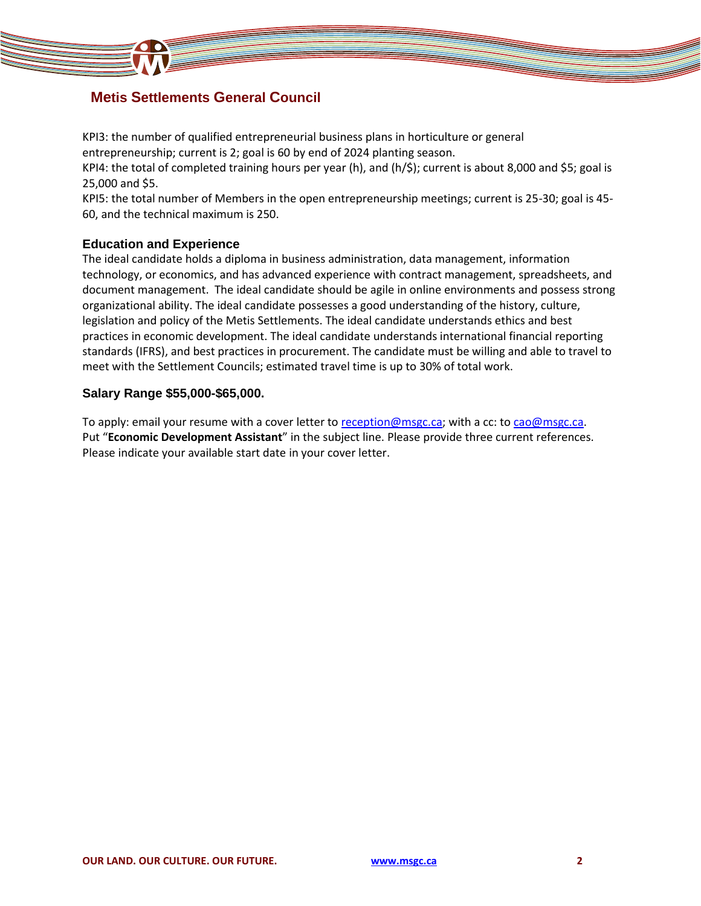KPI3: the number of qualified entrepreneurial business plans in horticulture or general entrepreneurship; current is 2; goal is 60 by end of 2024 planting season.
KPI4: the total of completed training hours per year (h), and (h/$); current is about 8,000 and $5; goal is 25,000 and $5.
KPI5: the total number of Members in the open entrepreneurship meetings; current is 25-30; goal is 45-60, and the technical maximum is 250.

### Education and Experience

The ideal candidate holds a diploma in business administration, data management, information technology, or economics, and has advanced experience with contract management, spreadsheets, and document management. The ideal candidate should be agile in online environments and possess strong organizational ability. The ideal candidate possesses a good understanding of the history, culture, legislation and policy of the Metis Settlements. The ideal candidate understands ethics and best practices in economic development. The ideal candidate understands international financial reporting standards (IFRS), and best practices in procurement. The candidate must be willing and able to travel to meet with the Settlement Councils; estimated travel time is up to 30% of total work.

### Salary Range $55,000-$65,000.

To apply: email your resume with a cover letter to reception@msgc.ca; with a cc: to cao@msgc.ca.
Put "**Economic Development Assistant**" in the subject line. Please provide three current references. Please indicate your available start date in your cover letter.